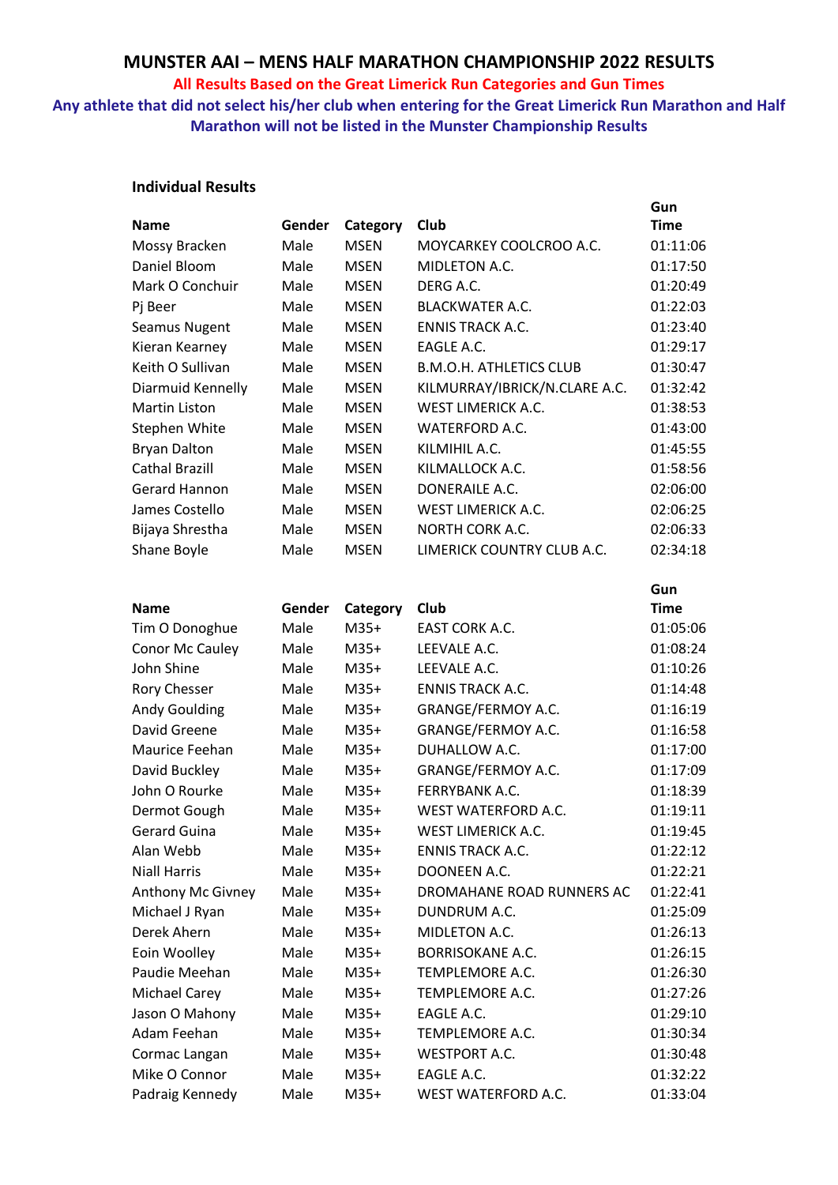# MUNSTER AAI – MENS HALF MARATHON CHAMPIONSHIP 2022 RESULTS

**All Results Based on the Great Limerick Run Categories and Gun Times**

**Any athlete that did not select his/her club when entering for the Great Limerick Run Marathon and Half Marathon will not be listed in the Munster Championship Results**

**Individual Results**

| Name | Gender | Category | Club | Gun Time |
|---|---|---|---|---|
| Mossy Bracken | Male | MSEN | MOYCARKEY COOLCROO A.C. | 01:11:06 |
| Daniel Bloom | Male | MSEN | MIDLETON A.C. | 01:17:50 |
| Mark O Conchuir | Male | MSEN | DERG A.C. | 01:20:49 |
| Pj Beer | Male | MSEN | BLACKWATER A.C. | 01:22:03 |
| Seamus Nugent | Male | MSEN | ENNIS TRACK A.C. | 01:23:40 |
| Kieran Kearney | Male | MSEN | EAGLE A.C. | 01:29:17 |
| Keith O Sullivan | Male | MSEN | B.M.O.H. ATHLETICS CLUB | 01:30:47 |
| Diarmuid Kennelly | Male | MSEN | KILMURRAY/IBRICK/N.CLARE A.C. | 01:32:42 |
| Martin Liston | Male | MSEN | WEST LIMERICK A.C. | 01:38:53 |
| Stephen White | Male | MSEN | WATERFORD A.C. | 01:43:00 |
| Bryan Dalton | Male | MSEN | KILMIHIL A.C. | 01:45:55 |
| Cathal Brazill | Male | MSEN | KILMALLOCK A.C. | 01:58:56 |
| Gerard Hannon | Male | MSEN | DONERAILE A.C. | 02:06:00 |
| James Costello | Male | MSEN | WEST LIMERICK A.C. | 02:06:25 |
| Bijaya Shrestha | Male | MSEN | NORTH CORK A.C. | 02:06:33 |
| Shane Boyle | Male | MSEN | LIMERICK COUNTRY CLUB A.C. | 02:34:18 |

| Name | Gender | Category | Club | Gun Time |
|---|---|---|---|---|
| Tim O Donoghue | Male | M35+ | EAST CORK A.C. | 01:05:06 |
| Conor Mc Cauley | Male | M35+ | LEEVALE A.C. | 01:08:24 |
| John Shine | Male | M35+ | LEEVALE A.C. | 01:10:26 |
| Rory Chesser | Male | M35+ | ENNIS TRACK A.C. | 01:14:48 |
| Andy Goulding | Male | M35+ | GRANGE/FERMOY A.C. | 01:16:19 |
| David Greene | Male | M35+ | GRANGE/FERMOY A.C. | 01:16:58 |
| Maurice Feehan | Male | M35+ | DUHALLOW A.C. | 01:17:00 |
| David Buckley | Male | M35+ | GRANGE/FERMOY A.C. | 01:17:09 |
| John O Rourke | Male | M35+ | FERRYBANK A.C. | 01:18:39 |
| Dermot Gough | Male | M35+ | WEST WATERFORD A.C. | 01:19:11 |
| Gerard Guina | Male | M35+ | WEST LIMERICK A.C. | 01:19:45 |
| Alan Webb | Male | M35+ | ENNIS TRACK A.C. | 01:22:12 |
| Niall Harris | Male | M35+ | DOONEEN A.C. | 01:22:21 |
| Anthony Mc Givney | Male | M35+ | DROMAHANE ROAD RUNNERS AC | 01:22:41 |
| Michael J Ryan | Male | M35+ | DUNDRUM A.C. | 01:25:09 |
| Derek Ahern | Male | M35+ | MIDLETON A.C. | 01:26:13 |
| Eoin Woolley | Male | M35+ | BORRISOKANE A.C. | 01:26:15 |
| Paudie Meehan | Male | M35+ | TEMPLEMORE A.C. | 01:26:30 |
| Michael Carey | Male | M35+ | TEMPLEMORE A.C. | 01:27:26 |
| Jason O Mahony | Male | M35+ | EAGLE A.C. | 01:29:10 |
| Adam Feehan | Male | M35+ | TEMPLEMORE A.C. | 01:30:34 |
| Cormac Langan | Male | M35+ | WESTPORT A.C. | 01:30:48 |
| Mike O Connor | Male | M35+ | EAGLE A.C. | 01:32:22 |
| Padraig Kennedy | Male | M35+ | WEST WATERFORD A.C. | 01:33:04 |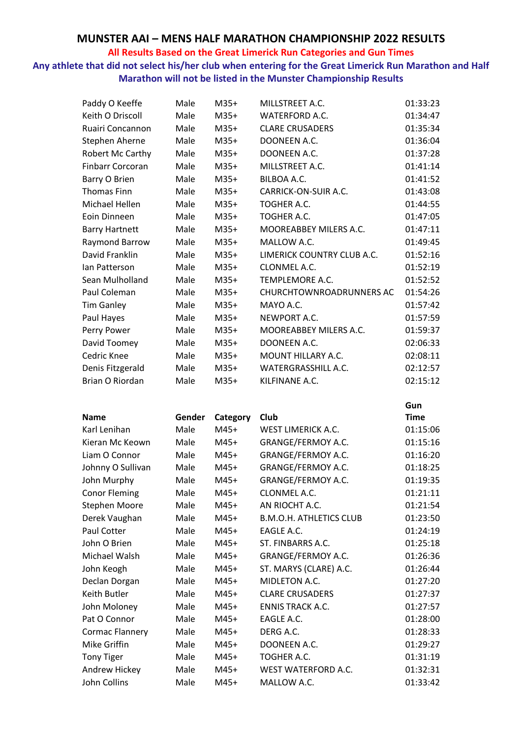# MUNSTER AAI – MENS HALF MARATHON CHAMPIONSHIP 2022 RESULTS

**All Results Based on the Great Limerick Run Categories and Gun Times**

**Any athlete that did not select his/her club when entering for the Great Limerick Run Marathon and Half Marathon will not be listed in the Munster Championship Results**

| | | | | |
|---|---|---|---|---|
| Paddy O Keeffe | Male | M35+ | MILLSTREET A.C. | 01:33:23 |
| Keith O Driscoll | Male | M35+ | WATERFORD A.C. | 01:34:47 |
| Ruairi Concannon | Male | M35+ | CLARE CRUSADERS | 01:35:34 |
| Stephen Aherne | Male | M35+ | DOONEEN A.C. | 01:36:04 |
| Robert Mc Carthy | Male | M35+ | DOONEEN A.C. | 01:37:28 |
| Finbarr Corcoran | Male | M35+ | MILLSTREET A.C. | 01:41:14 |
| Barry O Brien | Male | M35+ | BILBOA A.C. | 01:41:52 |
| Thomas Finn | Male | M35+ | CARRICK-ON-SUIR A.C. | 01:43:08 |
| Michael Hellen | Male | M35+ | TOGHER A.C. | 01:44:55 |
| Eoin Dinneen | Male | M35+ | TOGHER A.C. | 01:47:05 |
| Barry Hartnett | Male | M35+ | MOOREABBEY MILERS A.C. | 01:47:11 |
| Raymond Barrow | Male | M35+ | MALLOW A.C. | 01:49:45 |
| David Franklin | Male | M35+ | LIMERICK COUNTRY CLUB A.C. | 01:52:16 |
| Ian Patterson | Male | M35+ | CLONMEL A.C. | 01:52:19 |
| Sean Mulholland | Male | M35+ | TEMPLEMORE A.C. | 01:52:52 |
| Paul Coleman | Male | M35+ | CHURCHTOWNROADRUNNERS AC | 01:54:26 |
| Tim Ganley | Male | M35+ | MAYO A.C. | 01:57:42 |
| Paul Hayes | Male | M35+ | NEWPORT A.C. | 01:57:59 |
| Perry Power | Male | M35+ | MOOREABBEY MILERS A.C. | 01:59:37 |
| David Toomey | Male | M35+ | DOONEEN A.C. | 02:06:33 |
| Cedric Knee | Male | M35+ | MOUNT HILLARY A.C. | 02:08:11 |
| Denis Fitzgerald | Male | M35+ | WATERGRASSHILL A.C. | 02:12:57 |
| Brian O Riordan | Male | M35+ | KILFINANE A.C. | 02:15:12 |

| Name | Gender | Category | Club | Gun Time |
|---|---|---|---|---|
| Karl Lenihan | Male | M45+ | WEST LIMERICK A.C. | 01:15:06 |
| Kieran Mc Keown | Male | M45+ | GRANGE/FERMOY A.C. | 01:15:16 |
| Liam O Connor | Male | M45+ | GRANGE/FERMOY A.C. | 01:16:20 |
| Johnny O Sullivan | Male | M45+ | GRANGE/FERMOY A.C. | 01:18:25 |
| John Murphy | Male | M45+ | GRANGE/FERMOY A.C. | 01:19:35 |
| Conor Fleming | Male | M45+ | CLONMEL A.C. | 01:21:11 |
| Stephen Moore | Male | M45+ | AN RIOCHT A.C. | 01:21:54 |
| Derek Vaughan | Male | M45+ | B.M.O.H. ATHLETICS CLUB | 01:23:50 |
| Paul Cotter | Male | M45+ | EAGLE A.C. | 01:24:19 |
| John O Brien | Male | M45+ | ST. FINBARRS A.C. | 01:25:18 |
| Michael Walsh | Male | M45+ | GRANGE/FERMOY A.C. | 01:26:36 |
| John Keogh | Male | M45+ | ST. MARYS (CLARE) A.C. | 01:26:44 |
| Declan Dorgan | Male | M45+ | MIDLETON A.C. | 01:27:20 |
| Keith Butler | Male | M45+ | CLARE CRUSADERS | 01:27:37 |
| John Moloney | Male | M45+ | ENNIS TRACK A.C. | 01:27:57 |
| Pat O Connor | Male | M45+ | EAGLE A.C. | 01:28:00 |
| Cormac Flannery | Male | M45+ | DERG A.C. | 01:28:33 |
| Mike Griffin | Male | M45+ | DOONEEN A.C. | 01:29:27 |
| Tony Tiger | Male | M45+ | TOGHER A.C. | 01:31:19 |
| Andrew Hickey | Male | M45+ | WEST WATERFORD A.C. | 01:32:31 |
| John Collins | Male | M45+ | MALLOW A.C. | 01:33:42 |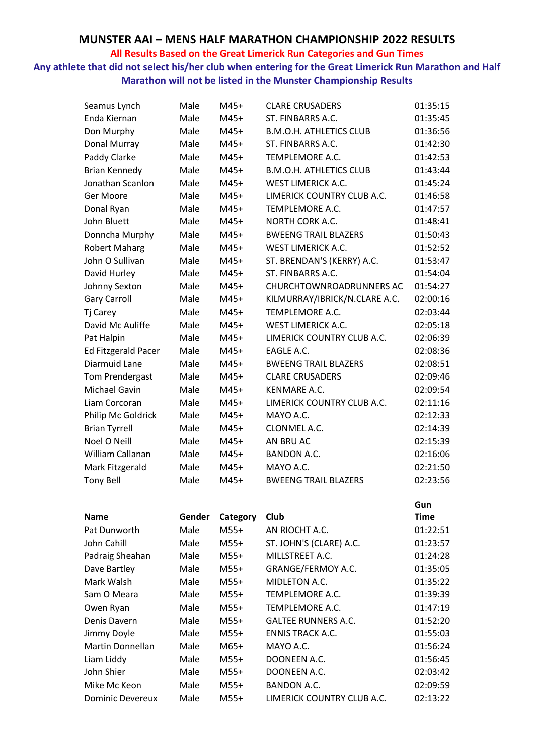# MUNSTER AAI – MENS HALF MARATHON CHAMPIONSHIP 2022 RESULTS

**All Results Based on the Great Limerick Run Categories and Gun Times**

**Any athlete that did not select his/her club when entering for the Great Limerick Run Marathon and Half Marathon will not be listed in the Munster Championship Results**

| | | | | |
|---|---|---|---|---|
| Seamus Lynch | Male | M45+ | CLARE CRUSADERS | 01:35:15 |
| Enda Kiernan | Male | M45+ | ST. FINBARRS A.C. | 01:35:45 |
| Don Murphy | Male | M45+ | B.M.O.H. ATHLETICS CLUB | 01:36:56 |
| Donal Murray | Male | M45+ | ST. FINBARRS A.C. | 01:42:30 |
| Paddy Clarke | Male | M45+ | TEMPLEMORE A.C. | 01:42:53 |
| Brian Kennedy | Male | M45+ | B.M.O.H. ATHLETICS CLUB | 01:43:44 |
| Jonathan Scanlon | Male | M45+ | WEST LIMERICK A.C. | 01:45:24 |
| Ger Moore | Male | M45+ | LIMERICK COUNTRY CLUB A.C. | 01:46:58 |
| Donal Ryan | Male | M45+ | TEMPLEMORE A.C. | 01:47:57 |
| John Bluett | Male | M45+ | NORTH CORK A.C. | 01:48:41 |
| Donncha Murphy | Male | M45+ | BWEENG TRAIL BLAZERS | 01:50:43 |
| Robert Maharg | Male | M45+ | WEST LIMERICK A.C. | 01:52:52 |
| John O Sullivan | Male | M45+ | ST. BRENDAN'S (KERRY) A.C. | 01:53:47 |
| David Hurley | Male | M45+ | ST. FINBARRS A.C. | 01:54:04 |
| Johnny Sexton | Male | M45+ | CHURCHTOWNROADRUNNERS AC | 01:54:27 |
| Gary Carroll | Male | M45+ | KILMURRAY/IBRICK/N.CLARE A.C. | 02:00:16 |
| Tj Carey | Male | M45+ | TEMPLEMORE A.C. | 02:03:44 |
| David Mc Auliffe | Male | M45+ | WEST LIMERICK A.C. | 02:05:18 |
| Pat Halpin | Male | M45+ | LIMERICK COUNTRY CLUB A.C. | 02:06:39 |
| Ed Fitzgerald Pacer | Male | M45+ | EAGLE A.C. | 02:08:36 |
| Diarmuid Lane | Male | M45+ | BWEENG TRAIL BLAZERS | 02:08:51 |
| Tom Prendergast | Male | M45+ | CLARE CRUSADERS | 02:09:46 |
| Michael Gavin | Male | M45+ | KENMARE A.C. | 02:09:54 |
| Liam Corcoran | Male | M45+ | LIMERICK COUNTRY CLUB A.C. | 02:11:16 |
| Philip Mc Goldrick | Male | M45+ | MAYO A.C. | 02:12:33 |
| Brian Tyrrell | Male | M45+ | CLONMEL A.C. | 02:14:39 |
| Noel O Neill | Male | M45+ | AN BRU AC | 02:15:39 |
| William Callanan | Male | M45+ | BANDON A.C. | 02:16:06 |
| Mark Fitzgerald | Male | M45+ | MAYO A.C. | 02:21:50 |
| Tony Bell | Male | M45+ | BWEENG TRAIL BLAZERS | 02:23:56 |

| Name | Gender | Category | Club | Gun Time |
|---|---|---|---|---|
| Pat Dunworth | Male | M55+ | AN RIOCHT A.C. | 01:22:51 |
| John Cahill | Male | M55+ | ST. JOHN'S (CLARE) A.C. | 01:23:57 |
| Padraig Sheahan | Male | M55+ | MILLSTREET A.C. | 01:24:28 |
| Dave Bartley | Male | M55+ | GRANGE/FERMOY A.C. | 01:35:05 |
| Mark Walsh | Male | M55+ | MIDLETON A.C. | 01:35:22 |
| Sam O Meara | Male | M55+ | TEMPLEMORE A.C. | 01:39:39 |
| Owen Ryan | Male | M55+ | TEMPLEMORE A.C. | 01:47:19 |
| Denis Davern | Male | M55+ | GALTEE RUNNERS A.C. | 01:52:20 |
| Jimmy Doyle | Male | M55+ | ENNIS TRACK A.C. | 01:55:03 |
| Martin Donnellan | Male | M65+ | MAYO A.C. | 01:56:24 |
| Liam Liddy | Male | M55+ | DOONEEN A.C. | 01:56:45 |
| John Shier | Male | M55+ | DOONEEN A.C. | 02:03:42 |
| Mike Mc Keon | Male | M55+ | BANDON A.C. | 02:09:59 |
| Dominic Devereux | Male | M55+ | LIMERICK COUNTRY CLUB A.C. | 02:13:22 |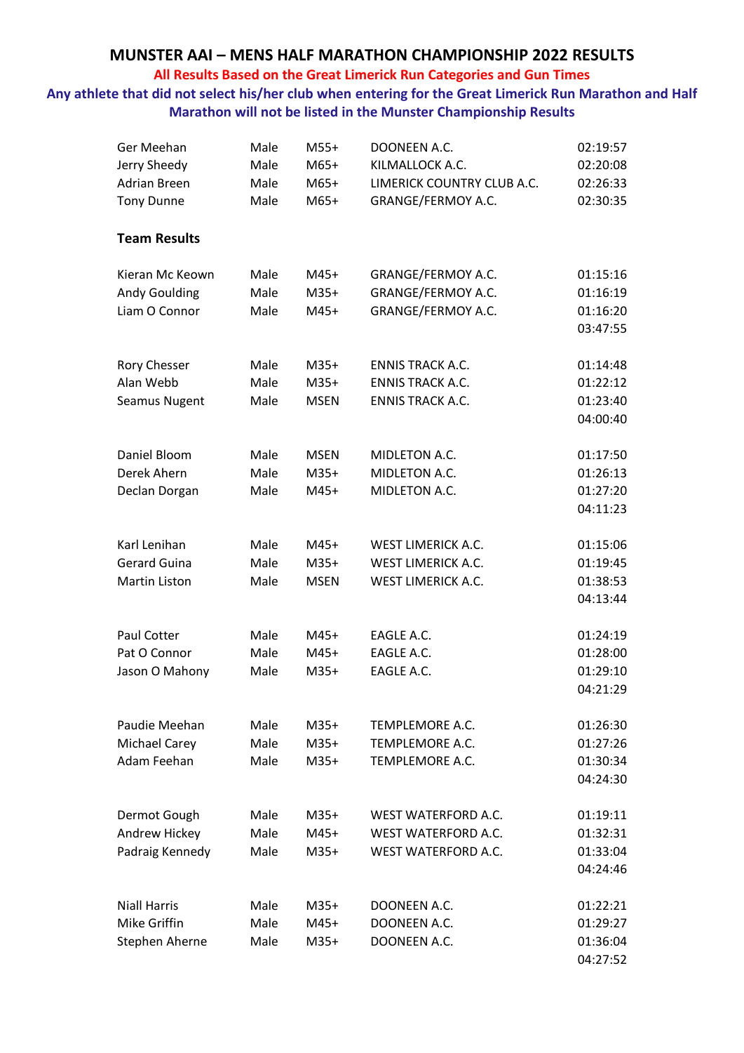# MUNSTER AAI – MENS HALF MARATHON CHAMPIONSHIP 2022 RESULTS

**All Results Based on the Great Limerick Run Categories and Gun Times**

**Any athlete that did not select his/her club when entering for the Great Limerick Run Marathon and Half Marathon will not be listed in the Munster Championship Results**

| | | | | |
|---|---|---|---|---|
| Ger Meehan | Male | M55+ | DOONEEN A.C. | 02:19:57 |
| Jerry Sheedy | Male | M65+ | KILMALLOCK A.C. | 02:20:08 |
| Adrian Breen | Male | M65+ | LIMERICK COUNTRY CLUB A.C. | 02:26:33 |
| Tony Dunne | Male | M65+ | GRANGE/FERMOY A.C. | 02:30:35 |

**Team Results**

| | | | | |
|---|---|---|---|---|
| Kieran Mc Keown | Male | M45+ | GRANGE/FERMOY A.C. | 01:15:16 |
| Andy Goulding | Male | M35+ | GRANGE/FERMOY A.C. | 01:16:19 |
| Liam O Connor | Male | M45+ | GRANGE/FERMOY A.C. | 01:16:20 |
| | | | | 03:47:55 |
| | | | | |
| Rory Chesser | Male | M35+ | ENNIS TRACK A.C. | 01:14:48 |
| Alan Webb | Male | M35+ | ENNIS TRACK A.C. | 01:22:12 |
| Seamus Nugent | Male | MSEN | ENNIS TRACK A.C. | 01:23:40 |
| | | | | 04:00:40 |
| | | | | |
| Daniel Bloom | Male | MSEN | MIDLETON A.C. | 01:17:50 |
| Derek Ahern | Male | M35+ | MIDLETON A.C. | 01:26:13 |
| Declan Dorgan | Male | M45+ | MIDLETON A.C. | 01:27:20 |
| | | | | 04:11:23 |
| | | | | |
| Karl Lenihan | Male | M45+ | WEST LIMERICK A.C. | 01:15:06 |
| Gerard Guina | Male | M35+ | WEST LIMERICK A.C. | 01:19:45 |
| Martin Liston | Male | MSEN | WEST LIMERICK A.C. | 01:38:53 |
| | | | | 04:13:44 |
| | | | | |
| Paul Cotter | Male | M45+ | EAGLE A.C. | 01:24:19 |
| Pat O Connor | Male | M45+ | EAGLE A.C. | 01:28:00 |
| Jason O Mahony | Male | M35+ | EAGLE A.C. | 01:29:10 |
| | | | | 04:21:29 |
| | | | | |
| Paudie Meehan | Male | M35+ | TEMPLEMORE A.C. | 01:26:30 |
| Michael Carey | Male | M35+ | TEMPLEMORE A.C. | 01:27:26 |
| Adam Feehan | Male | M35+ | TEMPLEMORE A.C. | 01:30:34 |
| | | | | 04:24:30 |
| | | | | |
| Dermot Gough | Male | M35+ | WEST WATERFORD A.C. | 01:19:11 |
| Andrew Hickey | Male | M45+ | WEST WATERFORD A.C. | 01:32:31 |
| Padraig Kennedy | Male | M35+ | WEST WATERFORD A.C. | 01:33:04 |
| | | | | 04:24:46 |
| | | | | |
| Niall Harris | Male | M35+ | DOONEEN A.C. | 01:22:21 |
| Mike Griffin | Male | M45+ | DOONEEN A.C. | 01:29:27 |
| Stephen Aherne | Male | M35+ | DOONEEN A.C. | 01:36:04 |
| | | | | 04:27:52 |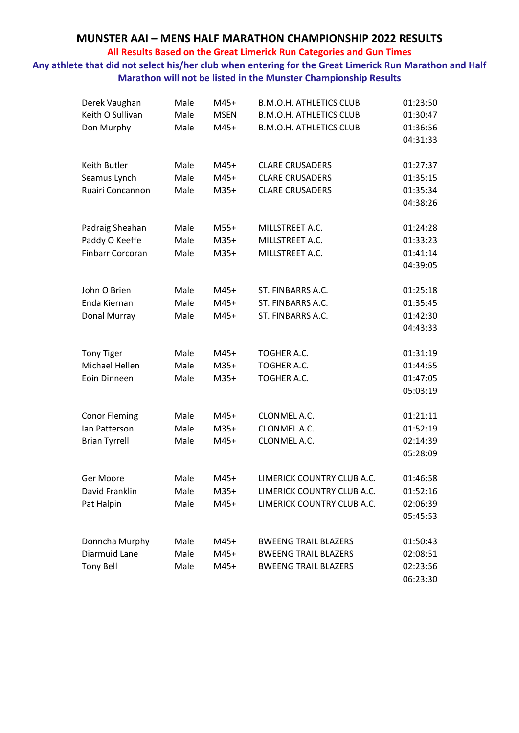# MUNSTER AAI – MENS HALF MARATHON CHAMPIONSHIP 2022 RESULTS

**All Results Based on the Great Limerick Run Categories and Gun Times**

**Any athlete that did not select his/her club when entering for the Great Limerick Run Marathon and Half Marathon will not be listed in the Munster Championship Results**

| | | | | |
|---|---|---|---|---|
| Derek Vaughan | Male | M45+ | B.M.O.H. ATHLETICS CLUB | 01:23:50 |
| Keith O Sullivan | Male | MSEN | B.M.O.H. ATHLETICS CLUB | 01:30:47 |
| Don Murphy | Male | M45+ | B.M.O.H. ATHLETICS CLUB | 01:36:56 |
| | | | | 04:31:33 |
| | | | | |
| Keith Butler | Male | M45+ | CLARE CRUSADERS | 01:27:37 |
| Seamus Lynch | Male | M45+ | CLARE CRUSADERS | 01:35:15 |
| Ruairi Concannon | Male | M35+ | CLARE CRUSADERS | 01:35:34 |
| | | | | 04:38:26 |
| | | | | |
| Padraig Sheahan | Male | M55+ | MILLSTREET A.C. | 01:24:28 |
| Paddy O Keeffe | Male | M35+ | MILLSTREET A.C. | 01:33:23 |
| Finbarr Corcoran | Male | M35+ | MILLSTREET A.C. | 01:41:14 |
| | | | | 04:39:05 |
| | | | | |
| John O Brien | Male | M45+ | ST. FINBARRS A.C. | 01:25:18 |
| Enda Kiernan | Male | M45+ | ST. FINBARRS A.C. | 01:35:45 |
| Donal Murray | Male | M45+ | ST. FINBARRS A.C. | 01:42:30 |
| | | | | 04:43:33 |
| | | | | |
| Tony Tiger | Male | M45+ | TOGHER A.C. | 01:31:19 |
| Michael Hellen | Male | M35+ | TOGHER A.C. | 01:44:55 |
| Eoin Dinneen | Male | M35+ | TOGHER A.C. | 01:47:05 |
| | | | | 05:03:19 |
| | | | | |
| Conor Fleming | Male | M45+ | CLONMEL A.C. | 01:21:11 |
| Ian Patterson | Male | M35+ | CLONMEL A.C. | 01:52:19 |
| Brian Tyrrell | Male | M45+ | CLONMEL A.C. | 02:14:39 |
| | | | | 05:28:09 |
| | | | | |
| Ger Moore | Male | M45+ | LIMERICK COUNTRY CLUB A.C. | 01:46:58 |
| David Franklin | Male | M35+ | LIMERICK COUNTRY CLUB A.C. | 01:52:16 |
| Pat Halpin | Male | M45+ | LIMERICK COUNTRY CLUB A.C. | 02:06:39 |
| | | | | 05:45:53 |
| | | | | |
| Donncha Murphy | Male | M45+ | BWEENG TRAIL BLAZERS | 01:50:43 |
| Diarmuid Lane | Male | M45+ | BWEENG TRAIL BLAZERS | 02:08:51 |
| Tony Bell | Male | M45+ | BWEENG TRAIL BLAZERS | 02:23:56 |
| | | | | 06:23:30 |